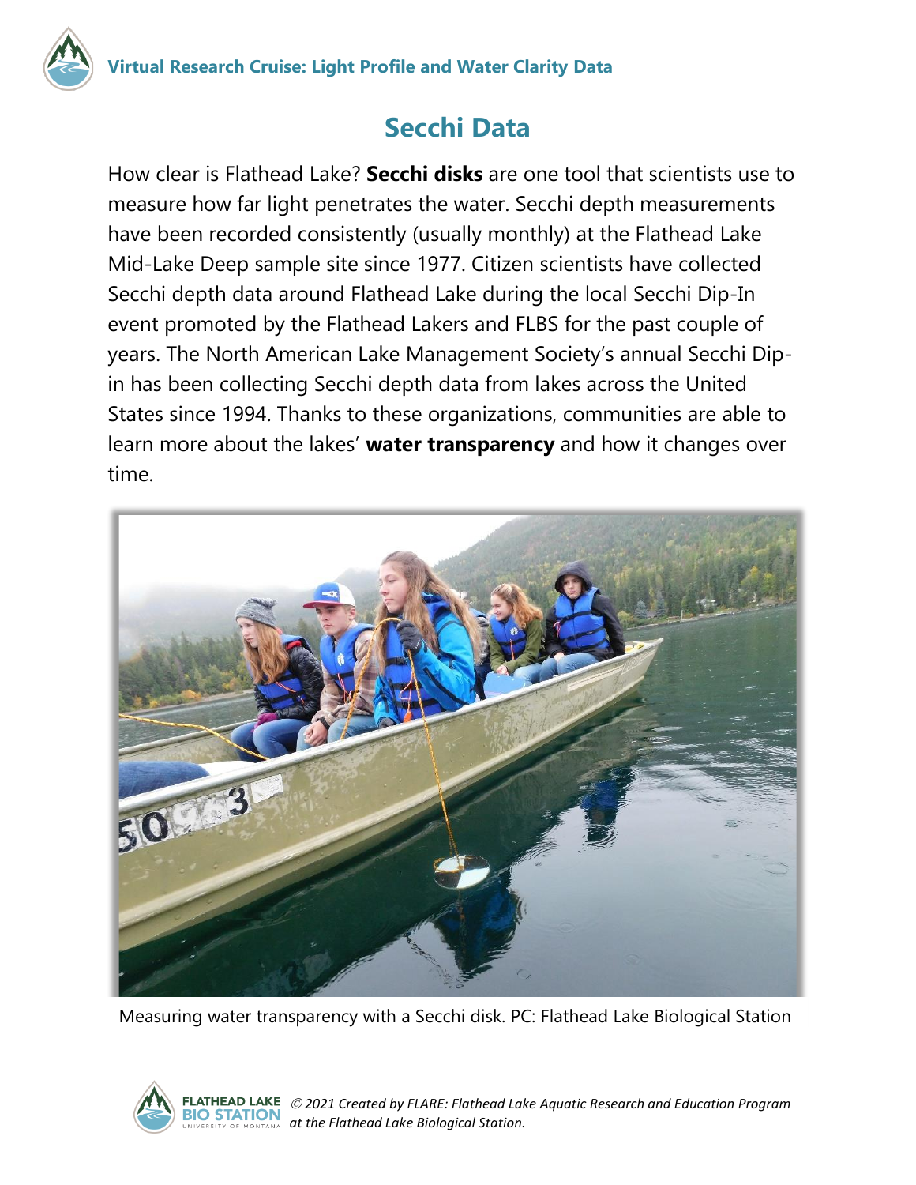# Secchi Data

How clear is Flathead Lake? **Secchi disks** are one tool that scientists use to measure how far light penetrates the water. Secchi depth measurements have been recorded consistently (usually monthly) at the Flathead Lake Mid-Lake Deep sample site since 1977. Citizen scientists have collected Secchi depth data around Flathead Lake during the local Secchi Dip-In event promoted by the Flathead Lakers and FLBS for the past couple of years. The North American Lake Management Society's annual Secchi Dip-in has been collecting Secchi depth data from lakes across the United States since 1994. Thanks to these organizations, communities are able to learn more about the lakes' **water transparency** and how it changes over time.

Measuring water transparency with a Secchi disk. PC: Flathead Lake Biological Station

*© 2021 Created by FLARE: Flathead Lake Aquatic Research and Education Program at the Flathead Lake Biological Station.*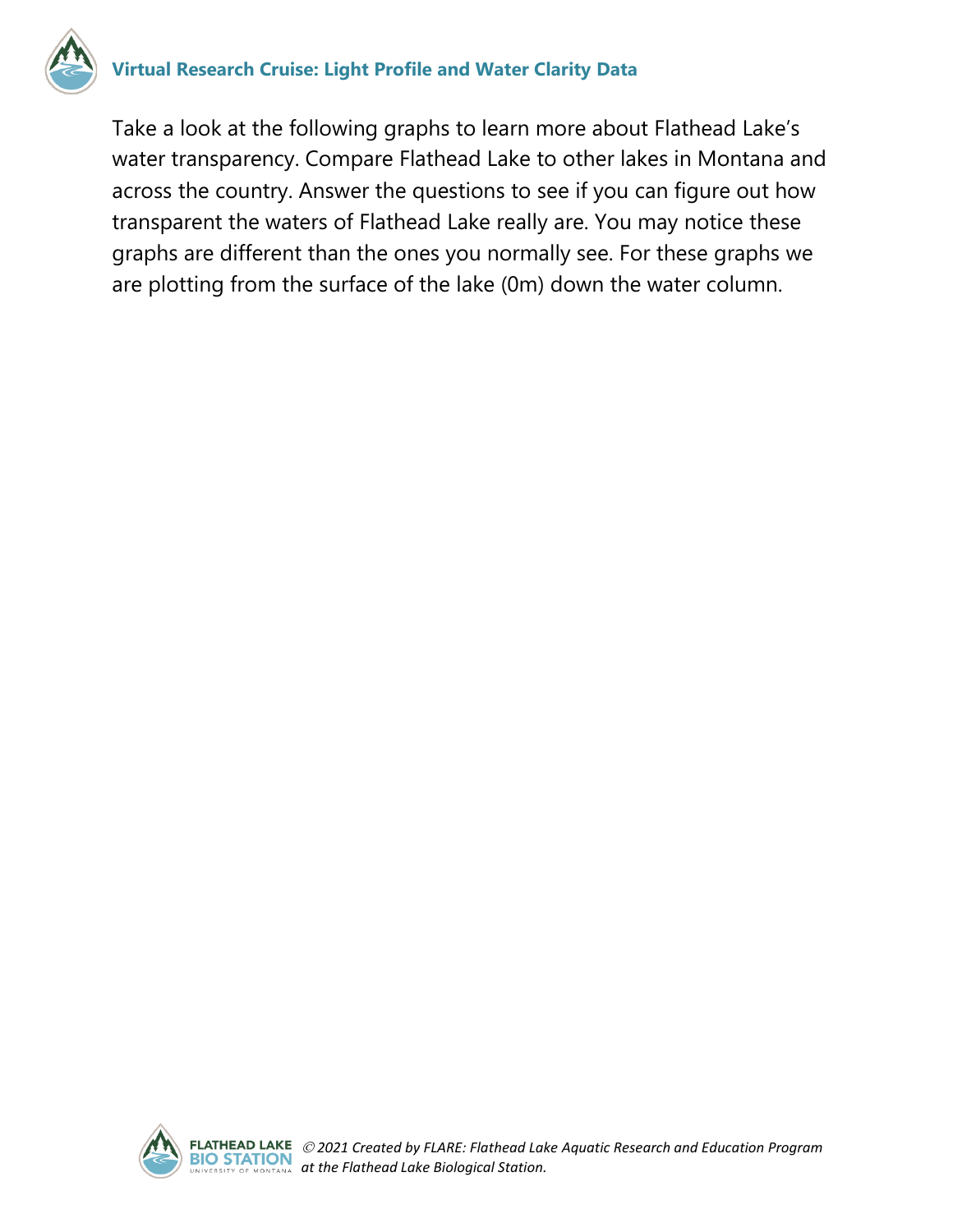Take a look at the following graphs to learn more about Flathead Lake's water transparency. Compare Flathead Lake to other lakes in Montana and across the country. Answer the questions to see if you can figure out how transparent the waters of Flathead Lake really are. You may notice these graphs are different than the ones you normally see. For these graphs we are plotting from the surface of the lake (0m) down the water column.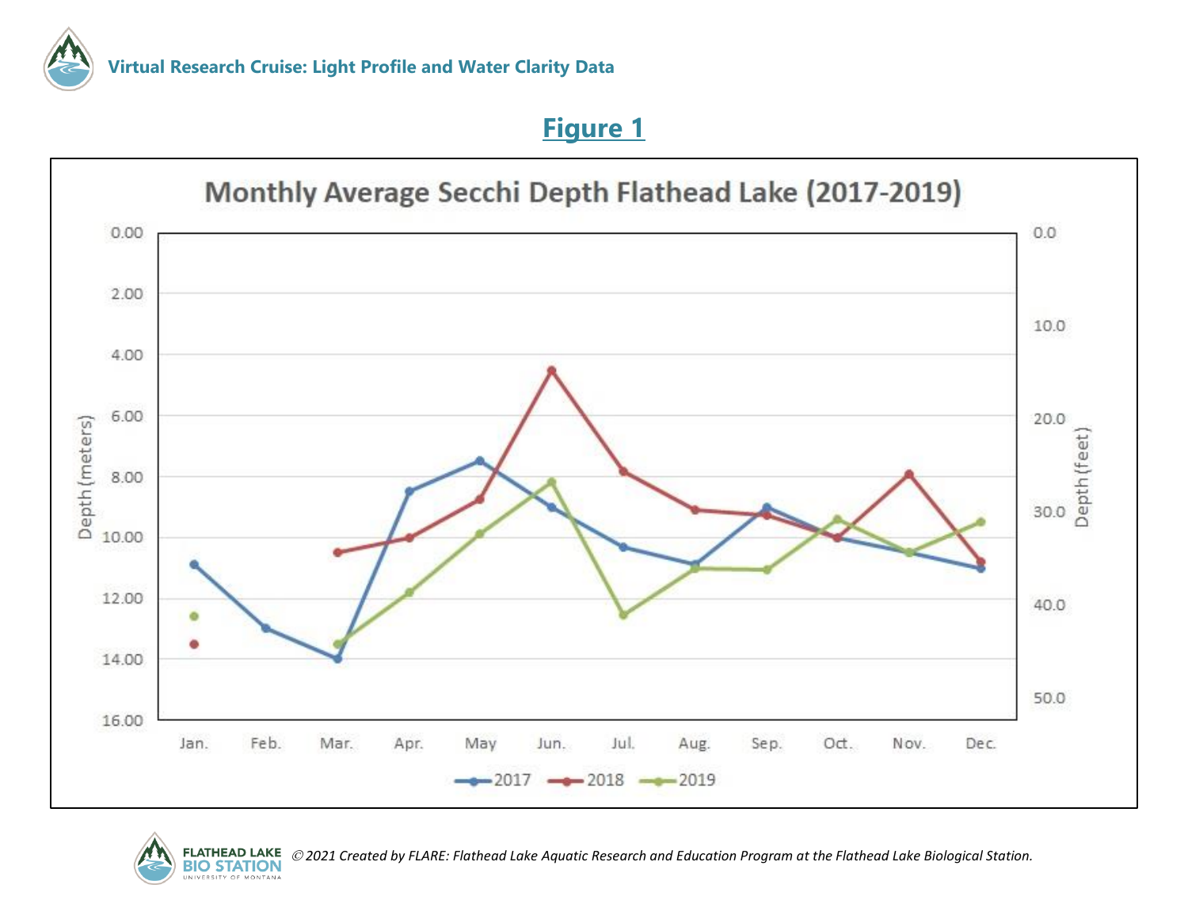# Virtual Research Cruise: Light Profile and Water Clarity Data

## Figure 1

**Monthly Average Secchi Depth Flathead Lake (2017-2019)**

*©2021 Created by FLARE: Flathead Lake Aquatic Research and Education Program at the Flathead Lake Biological Station.*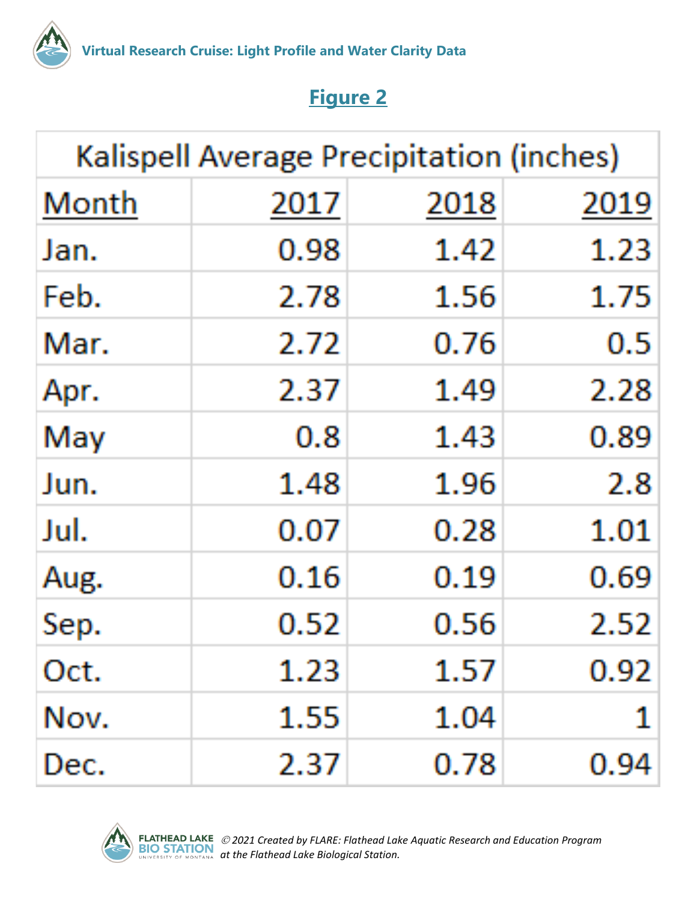## Figure 2

| Kalispell Average Precipitation (inches) | | | |
|---|---|---|---|
| Month | 2017 | 2018 | 2019 |
| Jan. | 0.98 | 1.42 | 1.23 |
| Feb. | 2.78 | 1.56 | 1.75 |
| Mar. | 2.72 | 0.76 | 0.5 |
| Apr. | 2.37 | 1.49 | 2.28 |
| May | 0.8 | 1.43 | 0.89 |
| Jun. | 1.48 | 1.96 | 2.8 |
| Jul. | 0.07 | 0.28 | 1.01 |
| Aug. | 0.16 | 0.19 | 0.69 |
| Sep. | 0.52 | 0.56 | 2.52 |
| Oct. | 1.23 | 1.57 | 0.92 |
| Nov. | 1.55 | 1.04 | 1 |
| Dec. | 2.37 | 0.78 | 0.94 |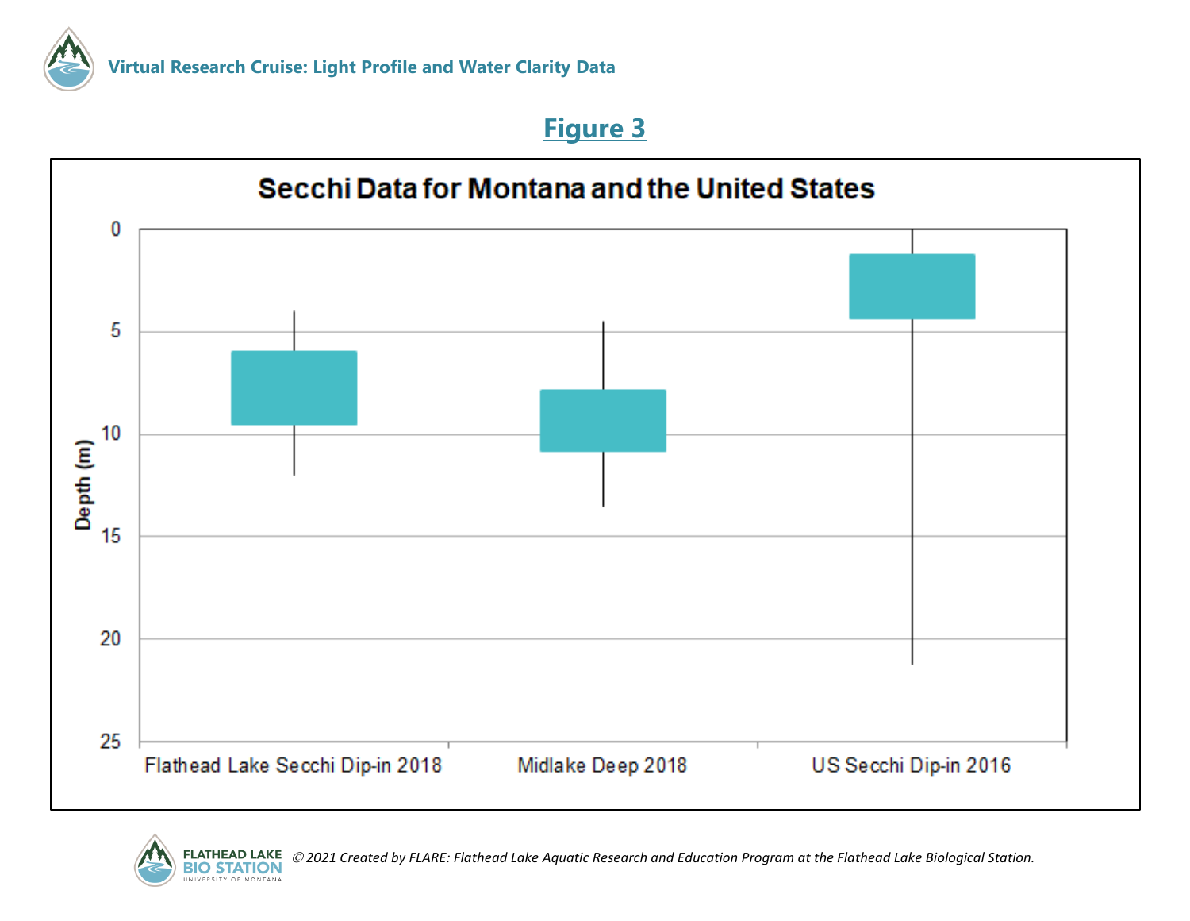## Figure 3

**Secchi Data for Montana and the United States**

Depth (m)

Flathead Lake Secchi Dip-in 2018 | Midlake Deep 2018 | US Secchi Dip-in 2016

*© 2021 Created by FLARE: Flathead Lake Aquatic Research and Education Program at the Flathead Lake Biological Station.*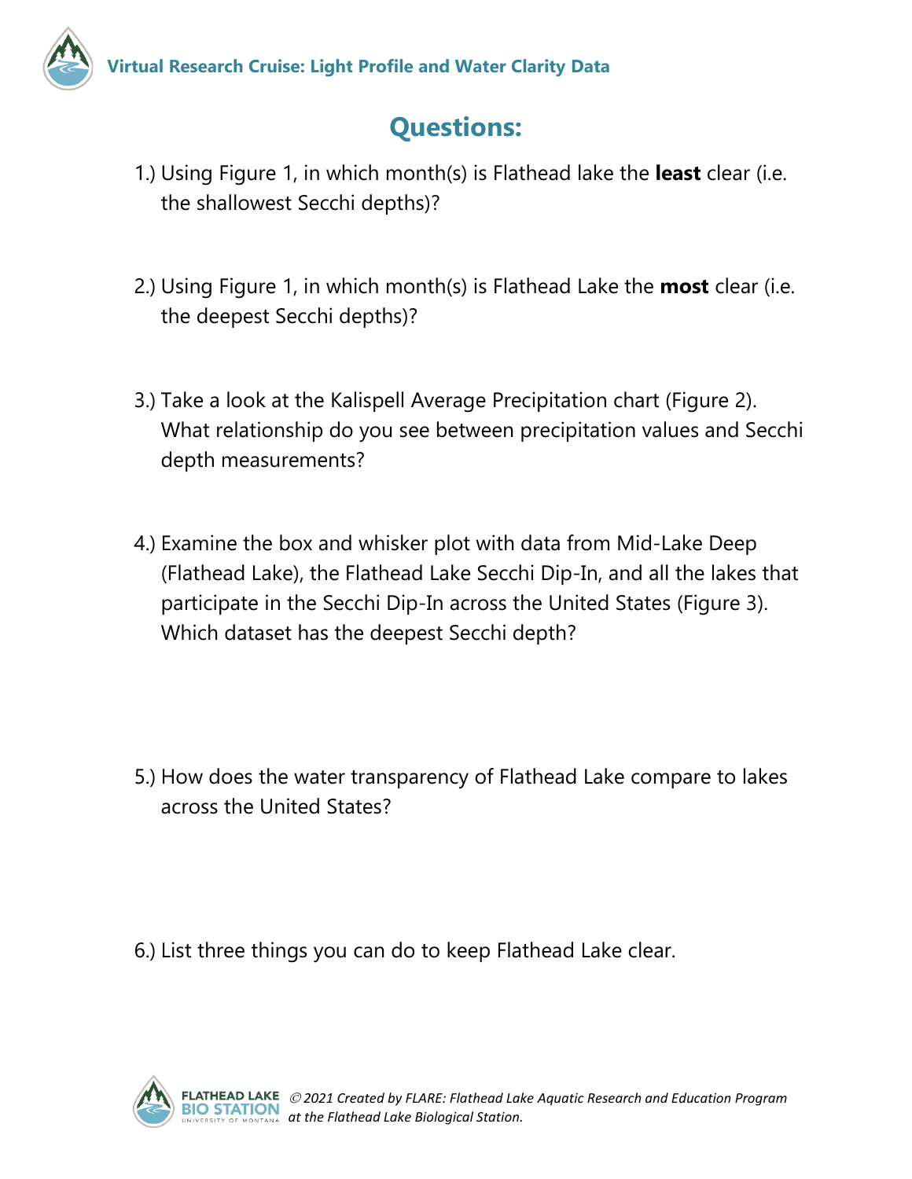# Questions:

1.) Using Figure 1, in which month(s) is Flathead lake the **least** clear (i.e. the shallowest Secchi depths)?

2.) Using Figure 1, in which month(s) is Flathead Lake the **most** clear (i.e. the deepest Secchi depths)?

3.) Take a look at the Kalispell Average Precipitation chart (Figure 2). What relationship do you see between precipitation values and Secchi depth measurements?

4.) Examine the box and whisker plot with data from Mid-Lake Deep (Flathead Lake), the Flathead Lake Secchi Dip-In, and all the lakes that participate in the Secchi Dip-In across the United States (Figure 3). Which dataset has the deepest Secchi depth?

5.) How does the water transparency of Flathead Lake compare to lakes across the United States?

6.) List three things you can do to keep Flathead Lake clear.

*© 2021 Created by FLARE: Flathead Lake Aquatic Research and Education Program at the Flathead Lake Biological Station.*